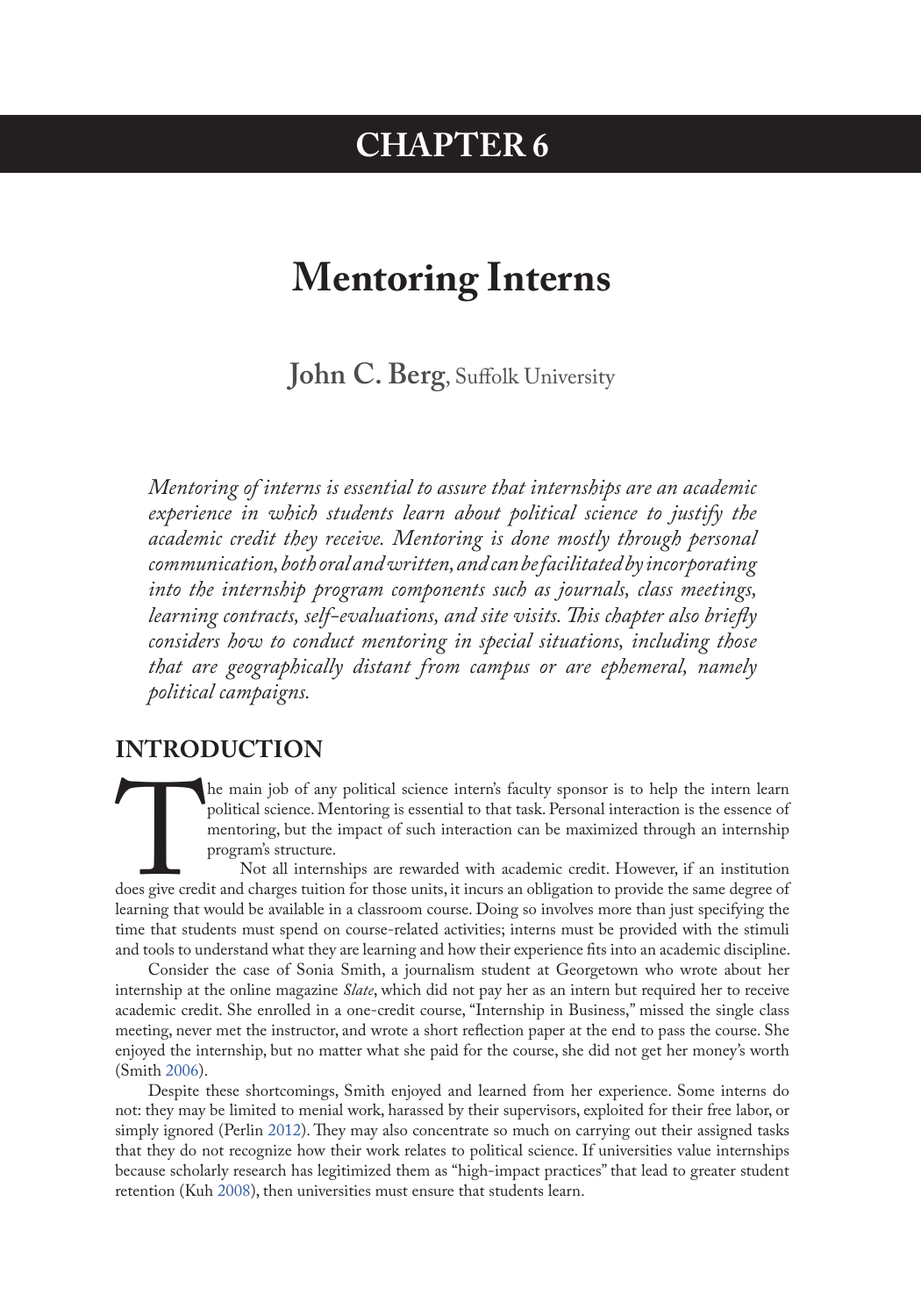# CHAPTER 6

# Mentoring Interns

**John C. Berg**, Suffolk University

*Mentoring of interns is essential to assure that internships are an academic experience in which students learn about political science to justify the academic credit they receive. Mentoring is done mostly through personal communication, both oral and written, and can be facilitated by incorporating into the internship program components such as journals, class meetings, learning contracts, self-evaluations, and site visits. This chapter also briefly considers how to conduct mentoring in special situations, including those that are geographically distant from campus or are ephemeral, namely political campaigns.*

## INTRODUCTION

The main job of any political science intern's faculty sponsor is to help the intern learn political science. Mentoring is essential to that task. Personal interaction is the essence of mentoring, but the impact of such interaction can be maximized through an internship program's structure.

Not all internships are rewarded with academic credit. However, if an institution does give credit and charges tuition for those units, it incurs an obligation to provide the same degree of learning that would be available in a classroom course. Doing so involves more than just specifying the time that students must spend on course-related activities; interns must be provided with the stimuli and tools to understand what they are learning and how their experience fits into an academic discipline.

Consider the case of Sonia Smith, a journalism student at Georgetown who wrote about her internship at the online magazine *Slate*, which did not pay her as an intern but required her to receive academic credit. She enrolled in a one-credit course, "Internship in Business," missed the single class meeting, never met the instructor, and wrote a short reflection paper at the end to pass the course. She enjoyed the internship, but no matter what she paid for the course, she did not get her money's worth (Smith 2006).

Despite these shortcomings, Smith enjoyed and learned from her experience. Some interns do not: they may be limited to menial work, harassed by their supervisors, exploited for their free labor, or simply ignored (Perlin 2012). They may also concentrate so much on carrying out their assigned tasks that they do not recognize how their work relates to political science. If universities value internships because scholarly research has legitimized them as "high-impact practices" that lead to greater student retention (Kuh 2008), then universities must ensure that students learn.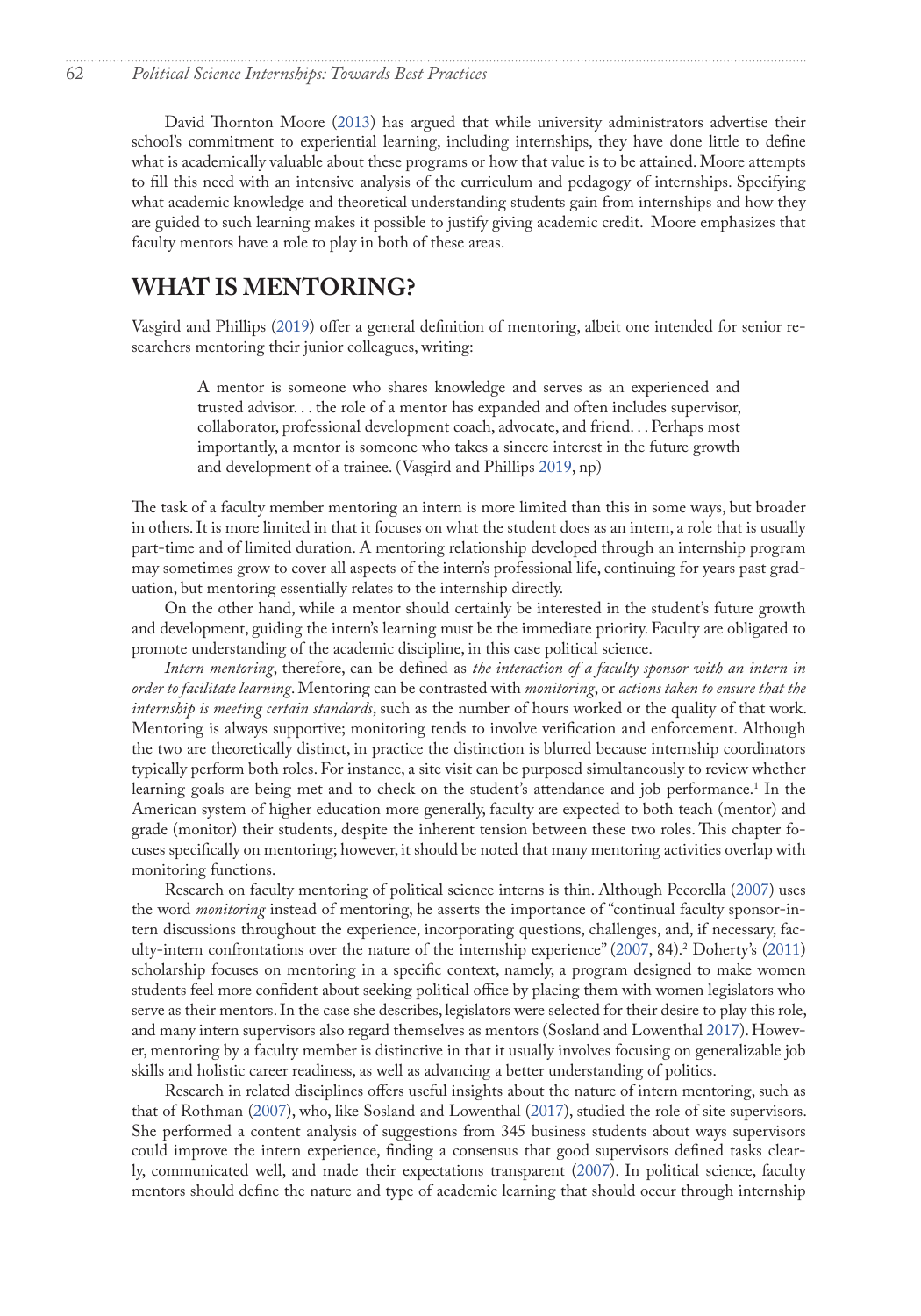David Thornton Moore (2013) has argued that while university administrators advertise their school's commitment to experiential learning, including internships, they have done little to define what is academically valuable about these programs or how that value is to be attained. Moore attempts to fill this need with an intensive analysis of the curriculum and pedagogy of internships. Specifying what academic knowledge and theoretical understanding students gain from internships and how they are guided to such learning makes it possible to justify giving academic credit. Moore emphasizes that faculty mentors have a role to play in both of these areas.

## WHAT IS MENTORING?

Vasgird and Phillips (2019) offer a general definition of mentoring, albeit one intended for senior researchers mentoring their junior colleagues, writing:

> A mentor is someone who shares knowledge and serves as an experienced and trusted advisor. . . the role of a mentor has expanded and often includes supervisor, collaborator, professional development coach, advocate, and friend. . . Perhaps most importantly, a mentor is someone who takes a sincere interest in the future growth and development of a trainee. (Vasgird and Phillips 2019, np)

The task of a faculty member mentoring an intern is more limited than this in some ways, but broader in others. It is more limited in that it focuses on what the student does as an intern, a role that is usually part-time and of limited duration. A mentoring relationship developed through an internship program may sometimes grow to cover all aspects of the intern's professional life, continuing for years past graduation, but mentoring essentially relates to the internship directly.

On the other hand, while a mentor should certainly be interested in the student's future growth and development, guiding the intern's learning must be the immediate priority. Faculty are obligated to promote understanding of the academic discipline, in this case political science.

*Intern mentoring*, therefore, can be defined as *the interaction of a faculty sponsor with an intern in order to facilitate learning*. Mentoring can be contrasted with *monitoring*, or *actions taken to ensure that the internship is meeting certain standards*, such as the number of hours worked or the quality of that work. Mentoring is always supportive; monitoring tends to involve verification and enforcement. Although the two are theoretically distinct, in practice the distinction is blurred because internship coordinators typically perform both roles. For instance, a site visit can be purposed simultaneously to review whether learning goals are being met and to check on the student's attendance and job performance.[1] In the American system of higher education more generally, faculty are expected to both teach (mentor) and grade (monitor) their students, despite the inherent tension between these two roles. This chapter focuses specifically on mentoring; however, it should be noted that many mentoring activities overlap with monitoring functions.

Research on faculty mentoring of political science interns is thin. Although Pecorella (2007) uses the word *monitoring* instead of mentoring, he asserts the importance of "continual faculty sponsor-intern discussions throughout the experience, incorporating questions, challenges, and, if necessary, faculty-intern confrontations over the nature of the internship experience" (2007, 84).[2] Doherty's (2011) scholarship focuses on mentoring in a specific context, namely, a program designed to make women students feel more confident about seeking political office by placing them with women legislators who serve as their mentors. In the case she describes, legislators were selected for their desire to play this role, and many intern supervisors also regard themselves as mentors (Sosland and Lowenthal 2017). However, mentoring by a faculty member is distinctive in that it usually involves focusing on generalizable job skills and holistic career readiness, as well as advancing a better understanding of politics.

Research in related disciplines offers useful insights about the nature of intern mentoring, such as that of Rothman (2007), who, like Sosland and Lowenthal (2017), studied the role of site supervisors. She performed a content analysis of suggestions from 345 business students about ways supervisors could improve the intern experience, finding a consensus that good supervisors defined tasks clearly, communicated well, and made their expectations transparent (2007). In political science, faculty mentors should define the nature and type of academic learning that should occur through internship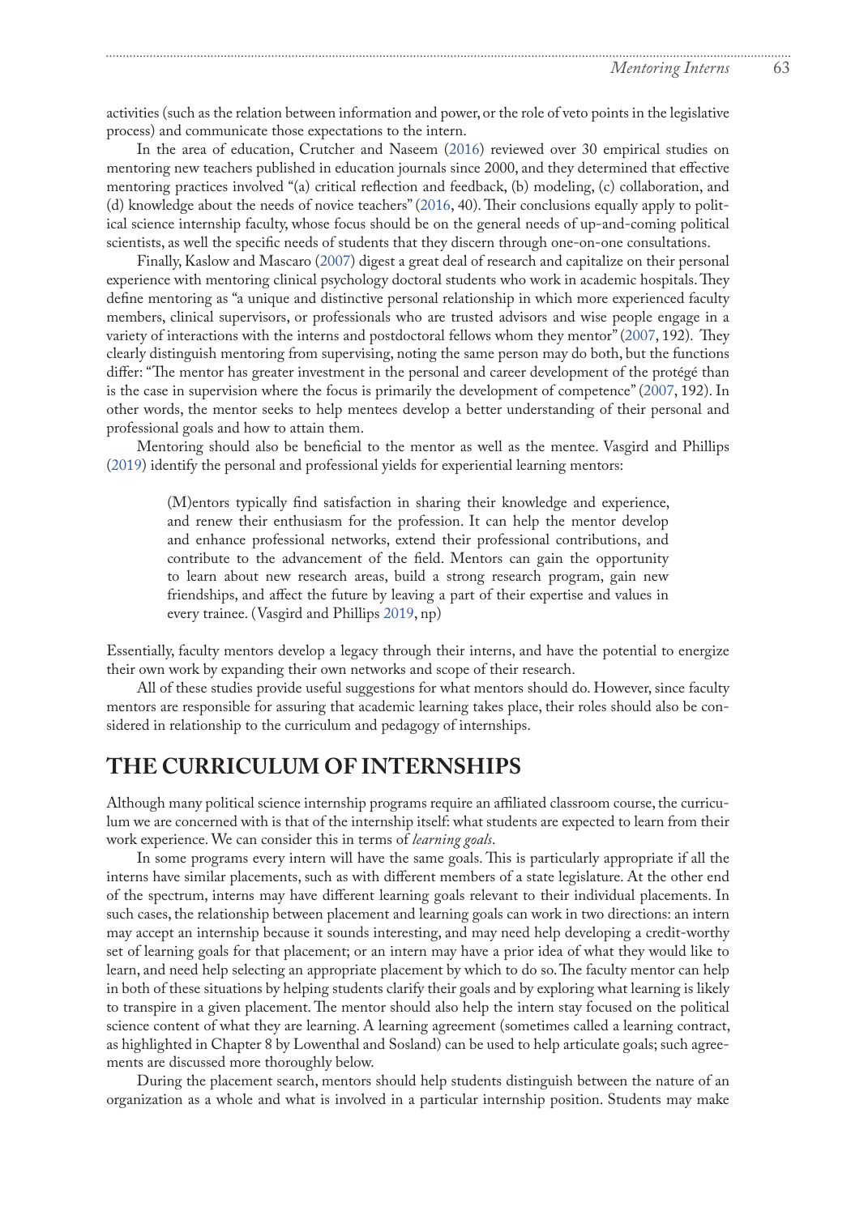activities (such as the relation between information and power, or the role of veto points in the legislative process) and communicate those expectations to the intern.

In the area of education, Crutcher and Naseem (2016) reviewed over 30 empirical studies on mentoring new teachers published in education journals since 2000, and they determined that effective mentoring practices involved "(a) critical reflection and feedback, (b) modeling, (c) collaboration, and (d) knowledge about the needs of novice teachers" (2016, 40). Their conclusions equally apply to political science internship faculty, whose focus should be on the general needs of up-and-coming political scientists, as well the specific needs of students that they discern through one-on-one consultations.

Finally, Kaslow and Mascaro (2007) digest a great deal of research and capitalize on their personal experience with mentoring clinical psychology doctoral students who work in academic hospitals. They define mentoring as "a unique and distinctive personal relationship in which more experienced faculty members, clinical supervisors, or professionals who are trusted advisors and wise people engage in a variety of interactions with the interns and postdoctoral fellows whom they mentor" (2007, 192). They clearly distinguish mentoring from supervising, noting the same person may do both, but the functions differ: "The mentor has greater investment in the personal and career development of the protégé than is the case in supervision where the focus is primarily the development of competence" (2007, 192). In other words, the mentor seeks to help mentees develop a better understanding of their personal and professional goals and how to attain them.

Mentoring should also be beneficial to the mentor as well as the mentee. Vasgird and Phillips (2019) identify the personal and professional yields for experiential learning mentors:

> (M)entors typically find satisfaction in sharing their knowledge and experience, and renew their enthusiasm for the profession. It can help the mentor develop and enhance professional networks, extend their professional contributions, and contribute to the advancement of the field. Mentors can gain the opportunity to learn about new research areas, build a strong research program, gain new friendships, and affect the future by leaving a part of their expertise and values in every trainee. (Vasgird and Phillips 2019, np)

Essentially, faculty mentors develop a legacy through their interns, and have the potential to energize their own work by expanding their own networks and scope of their research.

All of these studies provide useful suggestions for what mentors should do. However, since faculty mentors are responsible for assuring that academic learning takes place, their roles should also be considered in relationship to the curriculum and pedagogy of internships.

## THE CURRICULUM OF INTERNSHIPS

Although many political science internship programs require an affiliated classroom course, the curriculum we are concerned with is that of the internship itself: what students are expected to learn from their work experience. We can consider this in terms of *learning goals*.

In some programs every intern will have the same goals. This is particularly appropriate if all the interns have similar placements, such as with different members of a state legislature. At the other end of the spectrum, interns may have different learning goals relevant to their individual placements. In such cases, the relationship between placement and learning goals can work in two directions: an intern may accept an internship because it sounds interesting, and may need help developing a credit-worthy set of learning goals for that placement; or an intern may have a prior idea of what they would like to learn, and need help selecting an appropriate placement by which to do so. The faculty mentor can help in both of these situations by helping students clarify their goals and by exploring what learning is likely to transpire in a given placement. The mentor should also help the intern stay focused on the political science content of what they are learning. A learning agreement (sometimes called a learning contract, as highlighted in Chapter 8 by Lowenthal and Sosland) can be used to help articulate goals; such agreements are discussed more thoroughly below.

During the placement search, mentors should help students distinguish between the nature of an organization as a whole and what is involved in a particular internship position. Students may make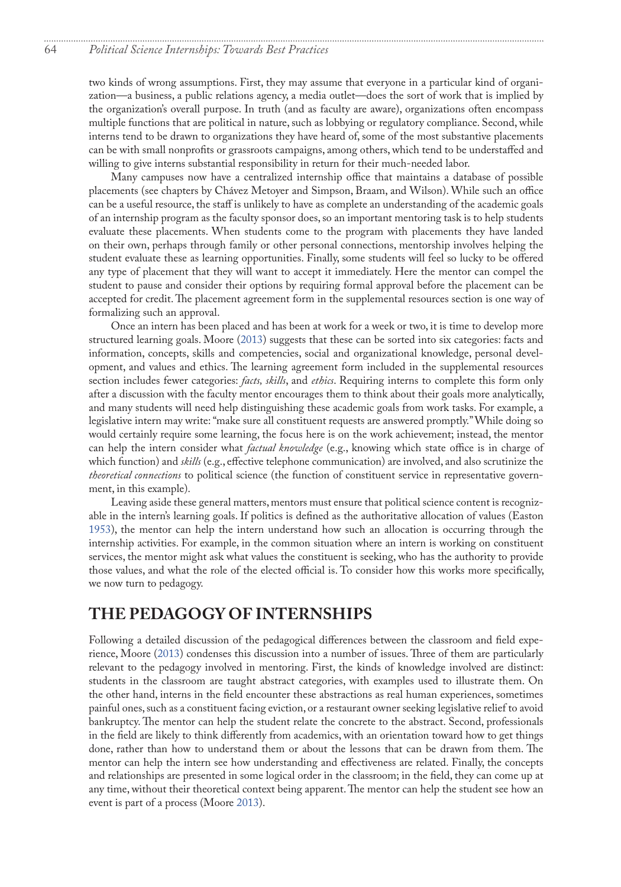two kinds of wrong assumptions. First, they may assume that everyone in a particular kind of organization—a business, a public relations agency, a media outlet—does the sort of work that is implied by the organization's overall purpose. In truth (and as faculty are aware), organizations often encompass multiple functions that are political in nature, such as lobbying or regulatory compliance. Second, while interns tend to be drawn to organizations they have heard of, some of the most substantive placements can be with small nonprofits or grassroots campaigns, among others, which tend to be understaffed and willing to give interns substantial responsibility in return for their much-needed labor.

Many campuses now have a centralized internship office that maintains a database of possible placements (see chapters by Chávez Metoyer and Simpson, Braam, and Wilson). While such an office can be a useful resource, the staff is unlikely to have as complete an understanding of the academic goals of an internship program as the faculty sponsor does, so an important mentoring task is to help students evaluate these placements. When students come to the program with placements they have landed on their own, perhaps through family or other personal connections, mentorship involves helping the student evaluate these as learning opportunities. Finally, some students will feel so lucky to be offered any type of placement that they will want to accept it immediately. Here the mentor can compel the student to pause and consider their options by requiring formal approval before the placement can be accepted for credit. The placement agreement form in the supplemental resources section is one way of formalizing such an approval.

Once an intern has been placed and has been at work for a week or two, it is time to develop more structured learning goals. Moore (2013) suggests that these can be sorted into six categories: facts and information, concepts, skills and competencies, social and organizational knowledge, personal development, and values and ethics. The learning agreement form included in the supplemental resources section includes fewer categories: *facts, skills*, and *ethics*. Requiring interns to complete this form only after a discussion with the faculty mentor encourages them to think about their goals more analytically, and many students will need help distinguishing these academic goals from work tasks. For example, a legislative intern may write: "make sure all constituent requests are answered promptly." While doing so would certainly require some learning, the focus here is on the work achievement; instead, the mentor can help the intern consider what *factual knowledge* (e.g., knowing which state office is in charge of which function) and *skills* (e.g., effective telephone communication) are involved, and also scrutinize the *theoretical connections* to political science (the function of constituent service in representative government, in this example).

Leaving aside these general matters, mentors must ensure that political science content is recognizable in the intern's learning goals. If politics is defined as the authoritative allocation of values (Easton 1953), the mentor can help the intern understand how such an allocation is occurring through the internship activities. For example, in the common situation where an intern is working on constituent services, the mentor might ask what values the constituent is seeking, who has the authority to provide those values, and what the role of the elected official is. To consider how this works more specifically, we now turn to pedagogy.

## THE PEDAGOGY OF INTERNSHIPS

Following a detailed discussion of the pedagogical differences between the classroom and field experience, Moore (2013) condenses this discussion into a number of issues. Three of them are particularly relevant to the pedagogy involved in mentoring. First, the kinds of knowledge involved are distinct: students in the classroom are taught abstract categories, with examples used to illustrate them. On the other hand, interns in the field encounter these abstractions as real human experiences, sometimes painful ones, such as a constituent facing eviction, or a restaurant owner seeking legislative relief to avoid bankruptcy. The mentor can help the student relate the concrete to the abstract. Second, professionals in the field are likely to think differently from academics, with an orientation toward how to get things done, rather than how to understand them or about the lessons that can be drawn from them. The mentor can help the intern see how understanding and effectiveness are related. Finally, the concepts and relationships are presented in some logical order in the classroom; in the field, they can come up at any time, without their theoretical context being apparent. The mentor can help the student see how an event is part of a process (Moore 2013).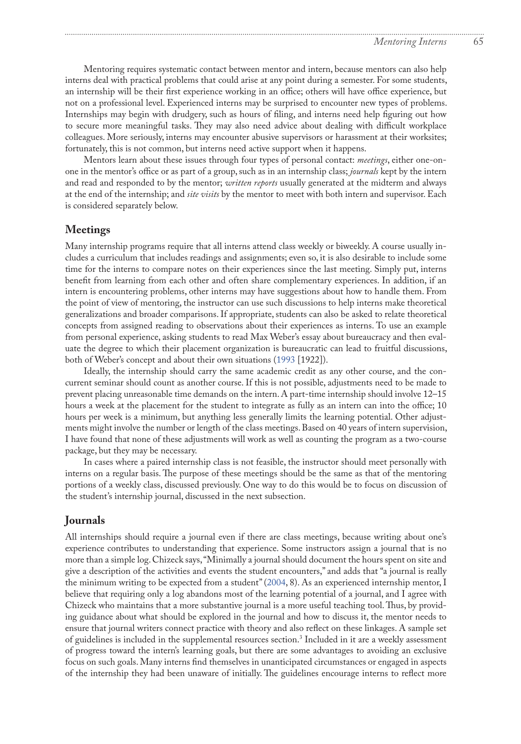Mentoring requires systematic contact between mentor and intern, because mentors can also help interns deal with practical problems that could arise at any point during a semester. For some students, an internship will be their first experience working in an office; others will have office experience, but not on a professional level. Experienced interns may be surprised to encounter new types of problems. Internships may begin with drudgery, such as hours of filing, and interns need help figuring out how to secure more meaningful tasks. They may also need advice about dealing with difficult workplace colleagues. More seriously, interns may encounter abusive supervisors or harassment at their worksites; fortunately, this is not common, but interns need active support when it happens.

Mentors learn about these issues through four types of personal contact: *meetings*, either one-on-one in the mentor's office or as part of a group, such as in an internship class; *journals* kept by the intern and read and responded to by the mentor; *written reports* usually generated at the midterm and always at the end of the internship; and *site visits* by the mentor to meet with both intern and supervisor. Each is considered separately below.

## Meetings

Many internship programs require that all interns attend class weekly or biweekly. A course usually includes a curriculum that includes readings and assignments; even so, it is also desirable to include some time for the interns to compare notes on their experiences since the last meeting. Simply put, interns benefit from learning from each other and often share complementary experiences. In addition, if an intern is encountering problems, other interns may have suggestions about how to handle them. From the point of view of mentoring, the instructor can use such discussions to help interns make theoretical generalizations and broader comparisons. If appropriate, students can also be asked to relate theoretical concepts from assigned reading to observations about their experiences as interns. To use an example from personal experience, asking students to read Max Weber's essay about bureaucracy and then evaluate the degree to which their placement organization is bureaucratic can lead to fruitful discussions, both of Weber's concept and about their own situations (1993 [1922]).

Ideally, the internship should carry the same academic credit as any other course, and the concurrent seminar should count as another course. If this is not possible, adjustments need to be made to prevent placing unreasonable time demands on the intern. A part-time internship should involve 12–15 hours a week at the placement for the student to integrate as fully as an intern can into the office; 10 hours per week is a minimum, but anything less generally limits the learning potential. Other adjustments might involve the number or length of the class meetings. Based on 40 years of intern supervision, I have found that none of these adjustments will work as well as counting the program as a two-course package, but they may be necessary.

In cases where a paired internship class is not feasible, the instructor should meet personally with interns on a regular basis. The purpose of these meetings should be the same as that of the mentoring portions of a weekly class, discussed previously. One way to do this would be to focus on discussion of the student's internship journal, discussed in the next subsection.

## Journals

All internships should require a journal even if there are class meetings, because writing about one's experience contributes to understanding that experience. Some instructors assign a journal that is no more than a simple log. Chizeck says, "Minimally a journal should document the hours spent on site and give a description of the activities and events the student encounters," and adds that "a journal is really the minimum writing to be expected from a student" (2004, 8). As an experienced internship mentor, I believe that requiring only a log abandons most of the learning potential of a journal, and I agree with Chizeck who maintains that a more substantive journal is a more useful teaching tool. Thus, by providing guidance about what should be explored in the journal and how to discuss it, the mentor needs to ensure that journal writers connect practice with theory and also reflect on these linkages. A sample set of guidelines is included in the supplemental resources section.[3] Included in it are a weekly assessment of progress toward the intern's learning goals, but there are some advantages to avoiding an exclusive focus on such goals. Many interns find themselves in unanticipated circumstances or engaged in aspects of the internship they had been unaware of initially. The guidelines encourage interns to reflect more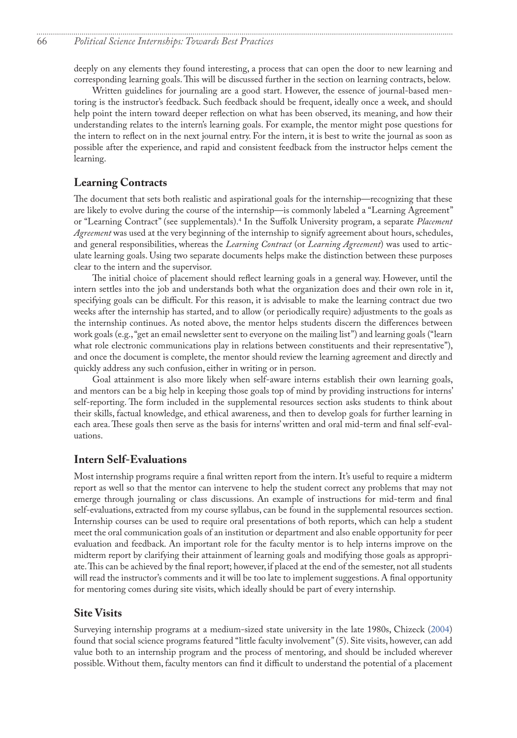deeply on any elements they found interesting, a process that can open the door to new learning and corresponding learning goals. This will be discussed further in the section on learning contracts, below.

Written guidelines for journaling are a good start. However, the essence of journal-based mentoring is the instructor's feedback. Such feedback should be frequent, ideally once a week, and should help point the intern toward deeper reflection on what has been observed, its meaning, and how their understanding relates to the intern's learning goals. For example, the mentor might pose questions for the intern to reflect on in the next journal entry. For the intern, it is best to write the journal as soon as possible after the experience, and rapid and consistent feedback from the instructor helps cement the learning.

## Learning Contracts

The document that sets both realistic and aspirational goals for the internship—recognizing that these are likely to evolve during the course of the internship—is commonly labeled a "Learning Agreement" or "Learning Contract" (see supplementals).[4] In the Suffolk University program, a separate *Placement Agreement* was used at the very beginning of the internship to signify agreement about hours, schedules, and general responsibilities, whereas the *Learning Contract* (or *Learning Agreement*) was used to articulate learning goals. Using two separate documents helps make the distinction between these purposes clear to the intern and the supervisor.

The initial choice of placement should reflect learning goals in a general way. However, until the intern settles into the job and understands both what the organization does and their own role in it, specifying goals can be difficult. For this reason, it is advisable to make the learning contract due two weeks after the internship has started, and to allow (or periodically require) adjustments to the goals as the internship continues. As noted above, the mentor helps students discern the differences between work goals (e.g., "get an email newsletter sent to everyone on the mailing list") and learning goals ("learn what role electronic communications play in relations between constituents and their representative"), and once the document is complete, the mentor should review the learning agreement and directly and quickly address any such confusion, either in writing or in person.

Goal attainment is also more likely when self-aware interns establish their own learning goals, and mentors can be a big help in keeping those goals top of mind by providing instructions for interns' self-reporting. The form included in the supplemental resources section asks students to think about their skills, factual knowledge, and ethical awareness, and then to develop goals for further learning in each area. These goals then serve as the basis for interns' written and oral mid-term and final self-evaluations.

## Intern Self-Evaluations

Most internship programs require a final written report from the intern. It's useful to require a midterm report as well so that the mentor can intervene to help the student correct any problems that may not emerge through journaling or class discussions. An example of instructions for mid-term and final self-evaluations, extracted from my course syllabus, can be found in the supplemental resources section. Internship courses can be used to require oral presentations of both reports, which can help a student meet the oral communication goals of an institution or department and also enable opportunity for peer evaluation and feedback. An important role for the faculty mentor is to help interns improve on the midterm report by clarifying their attainment of learning goals and modifying those goals as appropriate. This can be achieved by the final report; however, if placed at the end of the semester, not all students will read the instructor's comments and it will be too late to implement suggestions. A final opportunity for mentoring comes during site visits, which ideally should be part of every internship.

## Site Visits

Surveying internship programs at a medium-sized state university in the late 1980s, Chizeck (2004) found that social science programs featured "little faculty involvement" (5). Site visits, however, can add value both to an internship program and the process of mentoring, and should be included wherever possible. Without them, faculty mentors can find it difficult to understand the potential of a placement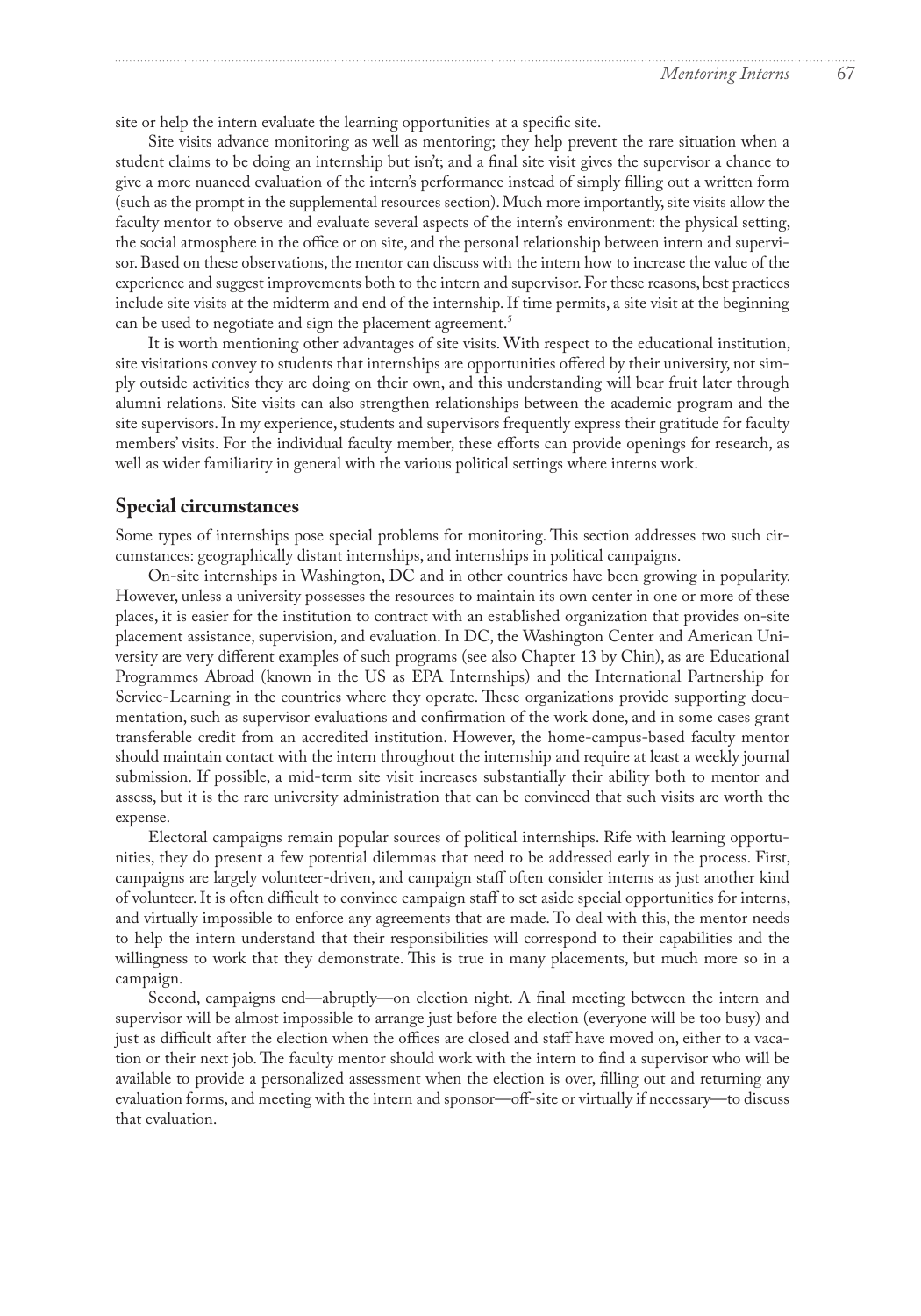site or help the intern evaluate the learning opportunities at a specific site.

Site visits advance monitoring as well as mentoring; they help prevent the rare situation when a student claims to be doing an internship but isn't; and a final site visit gives the supervisor a chance to give a more nuanced evaluation of the intern's performance instead of simply filling out a written form (such as the prompt in the supplemental resources section). Much more importantly, site visits allow the faculty mentor to observe and evaluate several aspects of the intern's environment: the physical setting, the social atmosphere in the office or on site, and the personal relationship between intern and supervisor. Based on these observations, the mentor can discuss with the intern how to increase the value of the experience and suggest improvements both to the intern and supervisor. For these reasons, best practices include site visits at the midterm and end of the internship. If time permits, a site visit at the beginning can be used to negotiate and sign the placement agreement.[5]

It is worth mentioning other advantages of site visits. With respect to the educational institution, site visitations convey to students that internships are opportunities offered by their university, not simply outside activities they are doing on their own, and this understanding will bear fruit later through alumni relations. Site visits can also strengthen relationships between the academic program and the site supervisors. In my experience, students and supervisors frequently express their gratitude for faculty members' visits. For the individual faculty member, these efforts can provide openings for research, as well as wider familiarity in general with the various political settings where interns work.

## Special circumstances

Some types of internships pose special problems for monitoring. This section addresses two such circumstances: geographically distant internships, and internships in political campaigns.

On-site internships in Washington, DC and in other countries have been growing in popularity. However, unless a university possesses the resources to maintain its own center in one or more of these places, it is easier for the institution to contract with an established organization that provides on-site placement assistance, supervision, and evaluation. In DC, the Washington Center and American University are very different examples of such programs (see also Chapter 13 by Chin), as are Educational Programmes Abroad (known in the US as EPA Internships) and the International Partnership for Service-Learning in the countries where they operate. These organizations provide supporting documentation, such as supervisor evaluations and confirmation of the work done, and in some cases grant transferable credit from an accredited institution. However, the home-campus-based faculty mentor should maintain contact with the intern throughout the internship and require at least a weekly journal submission. If possible, a mid-term site visit increases substantially their ability both to mentor and assess, but it is the rare university administration that can be convinced that such visits are worth the expense.

Electoral campaigns remain popular sources of political internships. Rife with learning opportunities, they do present a few potential dilemmas that need to be addressed early in the process. First, campaigns are largely volunteer-driven, and campaign staff often consider interns as just another kind of volunteer. It is often difficult to convince campaign staff to set aside special opportunities for interns, and virtually impossible to enforce any agreements that are made. To deal with this, the mentor needs to help the intern understand that their responsibilities will correspond to their capabilities and the willingness to work that they demonstrate. This is true in many placements, but much more so in a campaign.

Second, campaigns end—abruptly—on election night. A final meeting between the intern and supervisor will be almost impossible to arrange just before the election (everyone will be too busy) and just as difficult after the election when the offices are closed and staff have moved on, either to a vacation or their next job. The faculty mentor should work with the intern to find a supervisor who will be available to provide a personalized assessment when the election is over, filling out and returning any evaluation forms, and meeting with the intern and sponsor—off-site or virtually if necessary—to discuss that evaluation.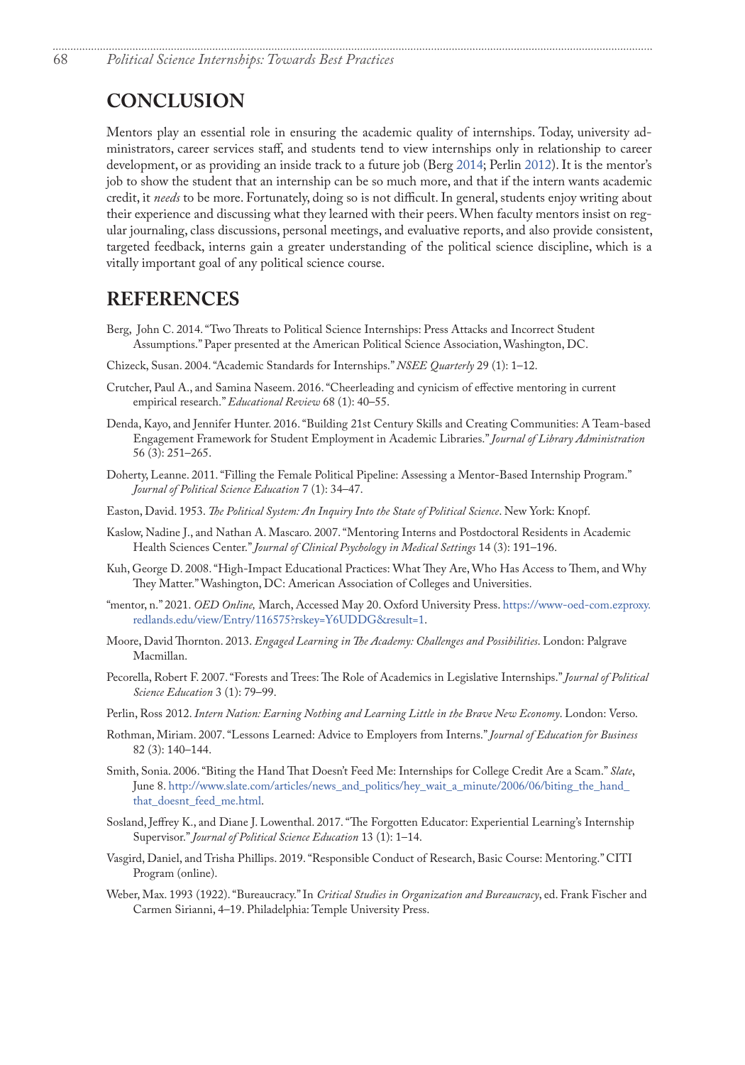## CONCLUSION

Mentors play an essential role in ensuring the academic quality of internships. Today, university administrators, career services staff, and students tend to view internships only in relationship to career development, or as providing an inside track to a future job (Berg 2014; Perlin 2012). It is the mentor's job to show the student that an internship can be so much more, and that if the intern wants academic credit, it *needs* to be more. Fortunately, doing so is not difficult. In general, students enjoy writing about their experience and discussing what they learned with their peers. When faculty mentors insist on regular journaling, class discussions, personal meetings, and evaluative reports, and also provide consistent, targeted feedback, interns gain a greater understanding of the political science discipline, which is a vitally important goal of any political science course.

## REFERENCES

Berg, John C. 2014. "Two Threats to Political Science Internships: Press Attacks and Incorrect Student Assumptions." Paper presented at the American Political Science Association, Washington, DC.

Chizeck, Susan. 2004. "Academic Standards for Internships." *NSEE Quarterly* 29 (1): 1–12.

Crutcher, Paul A., and Samina Naseem. 2016. "Cheerleading and cynicism of effective mentoring in current empirical research." *Educational Review* 68 (1): 40–55.

Denda, Kayo, and Jennifer Hunter. 2016. "Building 21st Century Skills and Creating Communities: A Team-based Engagement Framework for Student Employment in Academic Libraries." *Journal of Library Administration* 56 (3): 251–265.

Doherty, Leanne. 2011. "Filling the Female Political Pipeline: Assessing a Mentor-Based Internship Program." *Journal of Political Science Education* 7 (1): 34–47.

Easton, David. 1953. *The Political System: An Inquiry Into the State of Political Science*. New York: Knopf.

Kaslow, Nadine J., and Nathan A. Mascaro. 2007. "Mentoring Interns and Postdoctoral Residents in Academic Health Sciences Center." *Journal of Clinical Psychology in Medical Settings* 14 (3): 191–196.

Kuh, George D. 2008. "High-Impact Educational Practices: What They Are, Who Has Access to Them, and Why They Matter." Washington, DC: American Association of Colleges and Universities.

"mentor, n." 2021. *OED Online,* March, Accessed May 20. Oxford University Press. https://www-oed-com.ezproxy.redlands.edu/view/Entry/116575?rskey=Y6UDDG&result=1.

Moore, David Thornton. 2013. *Engaged Learning in The Academy: Challenges and Possibilities*. London: Palgrave Macmillan.

Pecorella, Robert F. 2007. "Forests and Trees: The Role of Academics in Legislative Internships." *Journal of Political Science Education* 3 (1): 79–99.

Perlin, Ross 2012. *Intern Nation: Earning Nothing and Learning Little in the Brave New Economy*. London: Verso.

Rothman, Miriam. 2007. "Lessons Learned: Advice to Employers from Interns." *Journal of Education for Business* 82 (3): 140–144.

Smith, Sonia. 2006. "Biting the Hand That Doesn't Feed Me: Internships for College Credit Are a Scam." *Slate*, June 8. http://www.slate.com/articles/news_and_politics/hey_wait_a_minute/2006/06/biting_the_hand_that_doesnt_feed_me.html.

Sosland, Jeffrey K., and Diane J. Lowenthal. 2017. "The Forgotten Educator: Experiential Learning's Internship Supervisor." *Journal of Political Science Education* 13 (1): 1–14.

Vasgird, Daniel, and Trisha Phillips. 2019. "Responsible Conduct of Research, Basic Course: Mentoring." CITI Program (online).

Weber, Max. 1993 (1922). "Bureaucracy." In *Critical Studies in Organization and Bureaucracy*, ed. Frank Fischer and Carmen Sirianni, 4–19. Philadelphia: Temple University Press.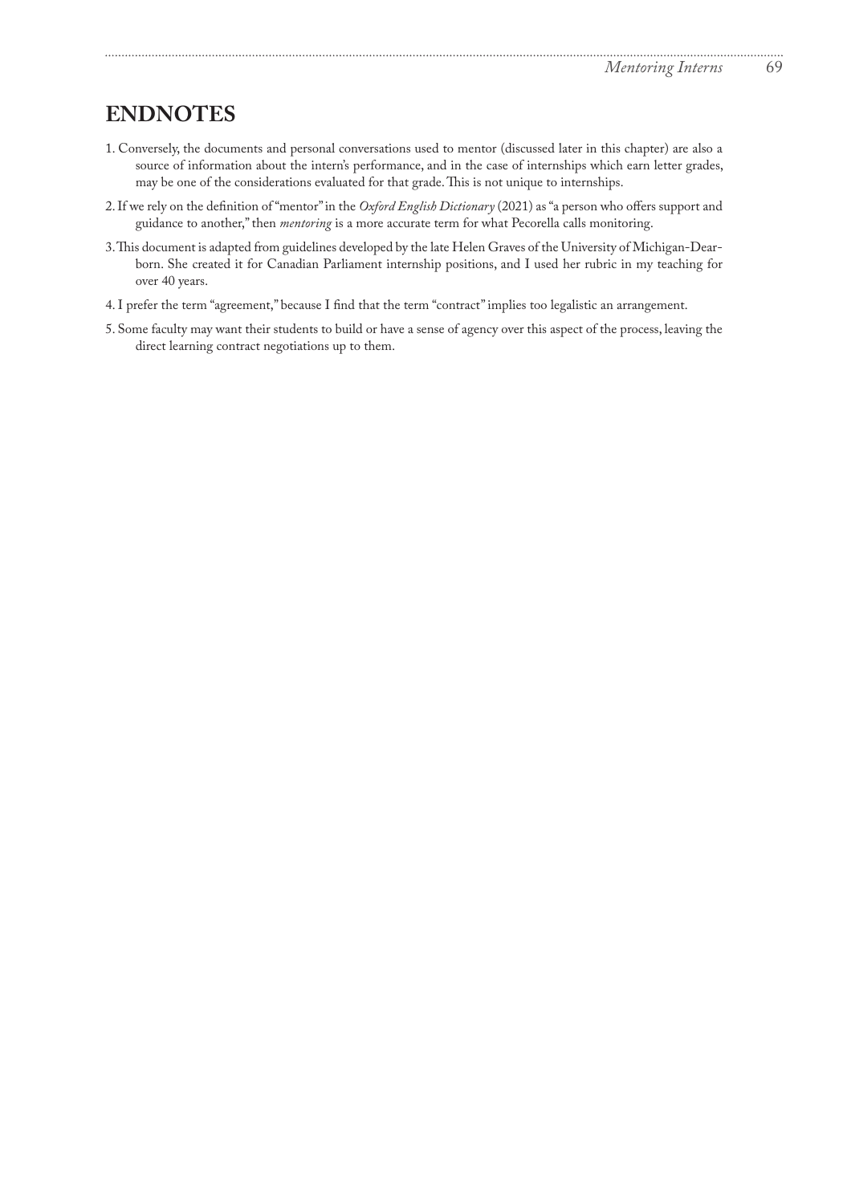# ENDNOTES

1. Conversely, the documents and personal conversations used to mentor (discussed later in this chapter) are also a source of information about the intern's performance, and in the case of internships which earn letter grades, may be one of the considerations evaluated for that grade. This is not unique to internships.
2. If we rely on the definition of "mentor" in the *Oxford English Dictionary* (2021) as "a person who offers support and guidance to another," then *mentoring* is a more accurate term for what Pecorella calls monitoring.
3. This document is adapted from guidelines developed by the late Helen Graves of the University of Michigan-Dearborn. She created it for Canadian Parliament internship positions, and I used her rubric in my teaching for over 40 years.
4. I prefer the term "agreement," because I find that the term "contract" implies too legalistic an arrangement.
5. Some faculty may want their students to build or have a sense of agency over this aspect of the process, leaving the direct learning contract negotiations up to them.